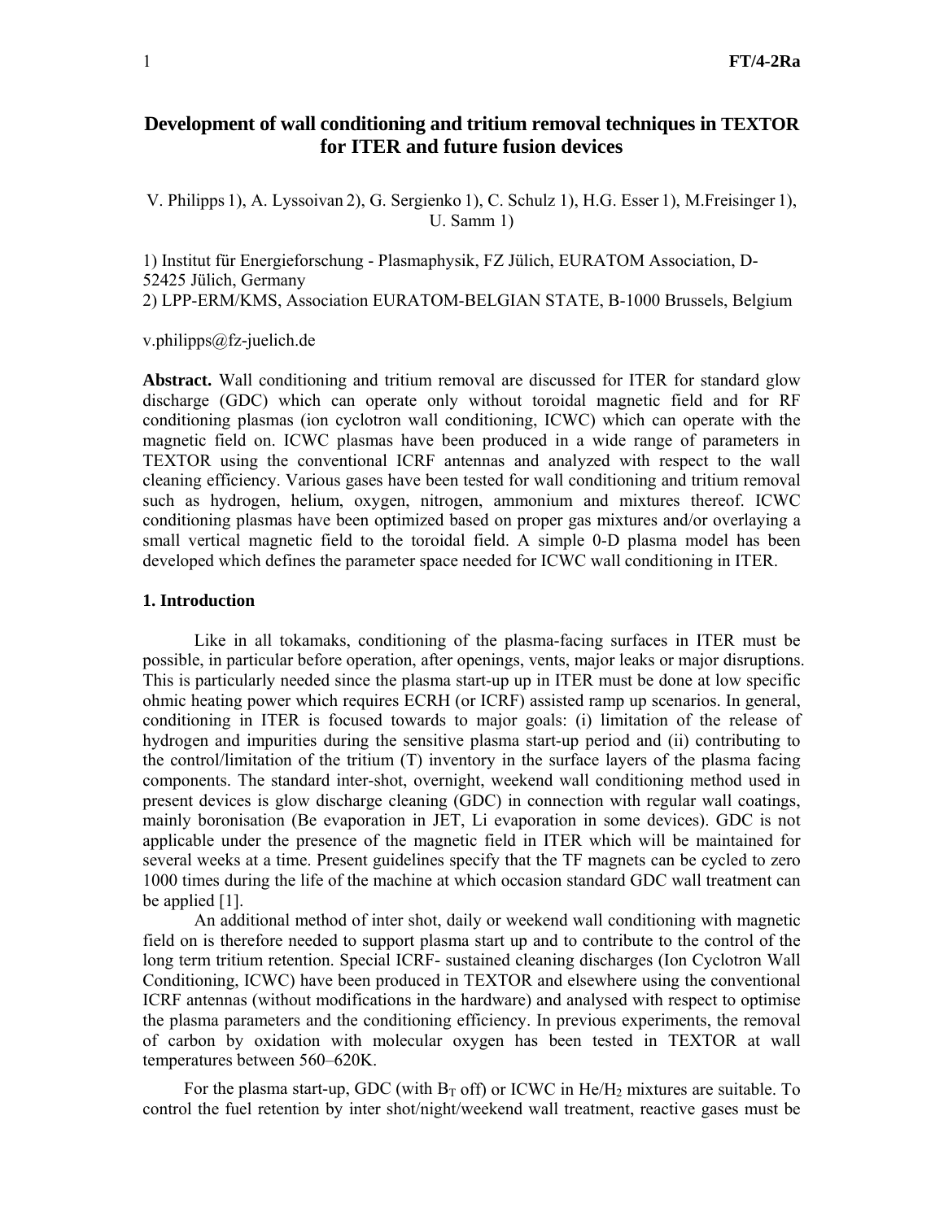# Development of wall conditioning and tritium removal techniques in TEXTOR for ITER and future fusion devices

V. Philipps 1), A. Lyssoivan 2), G. Sergienko 1), C. Schulz 1), H.G. Esser 1), M.Freisinger 1), U. Samm 1)

1) Institut für Energieforschung - Plasmaphysik, FZ Jülich, EURATOM Association, D-52425 Jülich, Germany
2) LPP-ERM/KMS, Association EURATOM-BELGIAN STATE, B-1000 Brussels, Belgium

v.philipps@fz-juelich.de

**Abstract.** Wall conditioning and tritium removal are discussed for ITER for standard glow discharge (GDC) which can operate only without toroidal magnetic field and for RF conditioning plasmas (ion cyclotron wall conditioning, ICWC) which can operate with the magnetic field on. ICWC plasmas have been produced in a wide range of parameters in TEXTOR using the conventional ICRF antennas and analyzed with respect to the wall cleaning efficiency. Various gases have been tested for wall conditioning and tritium removal such as hydrogen, helium, oxygen, nitrogen, ammonium and mixtures thereof. ICWC conditioning plasmas have been optimized based on proper gas mixtures and/or overlaying a small vertical magnetic field to the toroidal field. A simple 0-D plasma model has been developed which defines the parameter space needed for ICWC wall conditioning in ITER.

## 1. Introduction

Like in all tokamaks, conditioning of the plasma-facing surfaces in ITER must be possible, in particular before operation, after openings, vents, major leaks or major disruptions. This is particularly needed since the plasma start-up up in ITER must be done at low specific ohmic heating power which requires ECRH (or ICRF) assisted ramp up scenarios. In general, conditioning in ITER is focused towards to major goals: (i) limitation of the release of hydrogen and impurities during the sensitive plasma start-up period and (ii) contributing to the control/limitation of the tritium (T) inventory in the surface layers of the plasma facing components. The standard inter-shot, overnight, weekend wall conditioning method used in present devices is glow discharge cleaning (GDC) in connection with regular wall coatings, mainly boronisation (Be evaporation in JET, Li evaporation in some devices). GDC is not applicable under the presence of the magnetic field in ITER which will be maintained for several weeks at a time. Present guidelines specify that the TF magnets can be cycled to zero 1000 times during the life of the machine at which occasion standard GDC wall treatment can be applied [1].

An additional method of inter shot, daily or weekend wall conditioning with magnetic field on is therefore needed to support plasma start up and to contribute to the control of the long term tritium retention. Special ICRF- sustained cleaning discharges (Ion Cyclotron Wall Conditioning, ICWC) have been produced in TEXTOR and elsewhere using the conventional ICRF antennas (without modifications in the hardware) and analysed with respect to optimise the plasma parameters and the conditioning efficiency. In previous experiments, the removal of carbon by oxidation with molecular oxygen has been tested in TEXTOR at wall temperatures between 560–620K.

For the plasma start-up, GDC (with $B_T$ off) or ICWC in $He/H_2$ mixtures are suitable. To control the fuel retention by inter shot/night/weekend wall treatment, reactive gases must be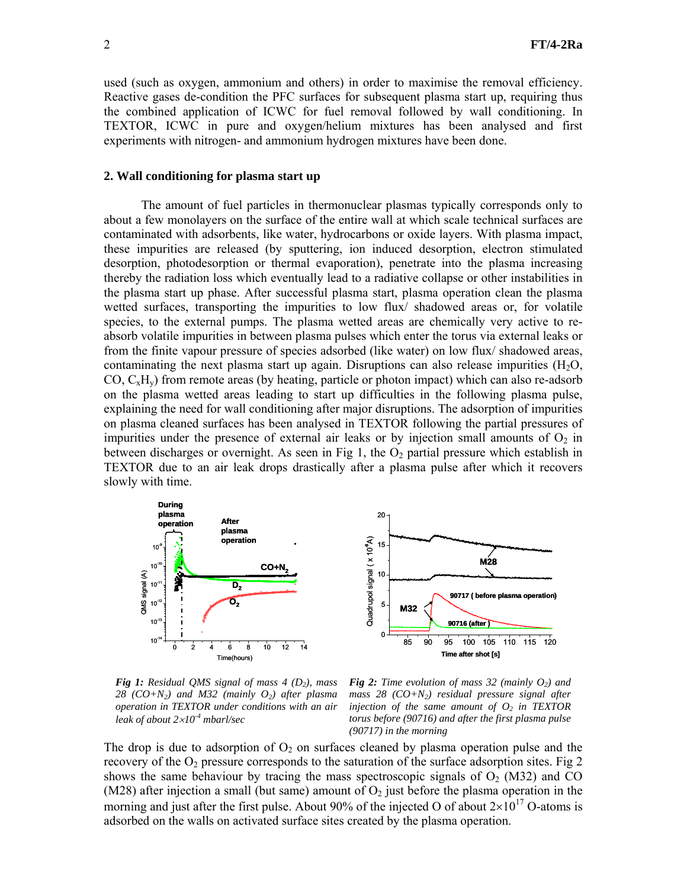used (such as oxygen, ammonium and others) in order to maximise the removal efficiency. Reactive gases de-condition the PFC surfaces for subsequent plasma start up, requiring thus the combined application of ICWC for fuel removal followed by wall conditioning. In TEXTOR, ICWC in pure and oxygen/helium mixtures has been analysed and first experiments with nitrogen- and ammonium hydrogen mixtures have been done.

## 2. Wall conditioning for plasma start up

The amount of fuel particles in thermonuclear plasmas typically corresponds only to about a few monolayers on the surface of the entire wall at which scale technical surfaces are contaminated with adsorbents, like water, hydrocarbons or oxide layers. With plasma impact, these impurities are released (by sputtering, ion induced desorption, electron stimulated desorption, photodesorption or thermal evaporation), penetrate into the plasma increasing thereby the radiation loss which eventually lead to a radiative collapse or other instabilities in the plasma start up phase. After successful plasma start, plasma operation clean the plasma wetted surfaces, transporting the impurities to low flux/ shadowed areas or, for volatile species, to the external pumps. The plasma wetted areas are chemically very active to re-absorb volatile impurities in between plasma pulses which enter the torus via external leaks or from the finite vapour pressure of species adsorbed (like water) on low flux/ shadowed areas, contaminating the next plasma start up again. Disruptions can also release impurities ($H_2O$, CO, $C_xH_y$) from remote areas (by heating, particle or photon impact) which can also re-adsorb on the plasma wetted areas leading to start up difficulties in the following plasma pulse, explaining the need for wall conditioning after major disruptions. The adsorption of impurities on plasma cleaned surfaces has been analysed in TEXTOR following the partial pressures of impurities under the presence of external air leaks or by injection small amounts of $O_2$ in between discharges or overnight. As seen in Fig 1, the $O_2$ partial pressure which establish in TEXTOR due to an air leak drops drastically after a plasma pulse after which it recovers slowly with time.

*Fig 1: Residual QMS signal of mass 4 ($D_2$), mass 28 ($CO+N_2$) and M32 (mainly $O_2$) after plasma operation in TEXTOR under conditions with an air leak of about $2\times10^{-4}$ mbarl/sec*

*Fig 2: Time evolution of mass 32 (mainly $O_2$) and mass 28 ($CO+N_2$) residual pressure signal after injection of the same amount of $O_2$ in TEXTOR torus before (90716) and after the first plasma pulse (90717) in the morning*

The drop is due to adsorption of $O_2$ on surfaces cleaned by plasma operation pulse and the recovery of the $O_2$ pressure corresponds to the saturation of the surface adsorption sites. Fig 2 shows the same behaviour by tracing the mass spectroscopic signals of $O_2$ (M32) and CO (M28) after injection a small (but same) amount of $O_2$ just before the plasma operation in the morning and just after the first pulse. About 90% of the injected O of about $2\times10^{17}$ O-atoms is adsorbed on the walls on activated surface sites created by the plasma operation.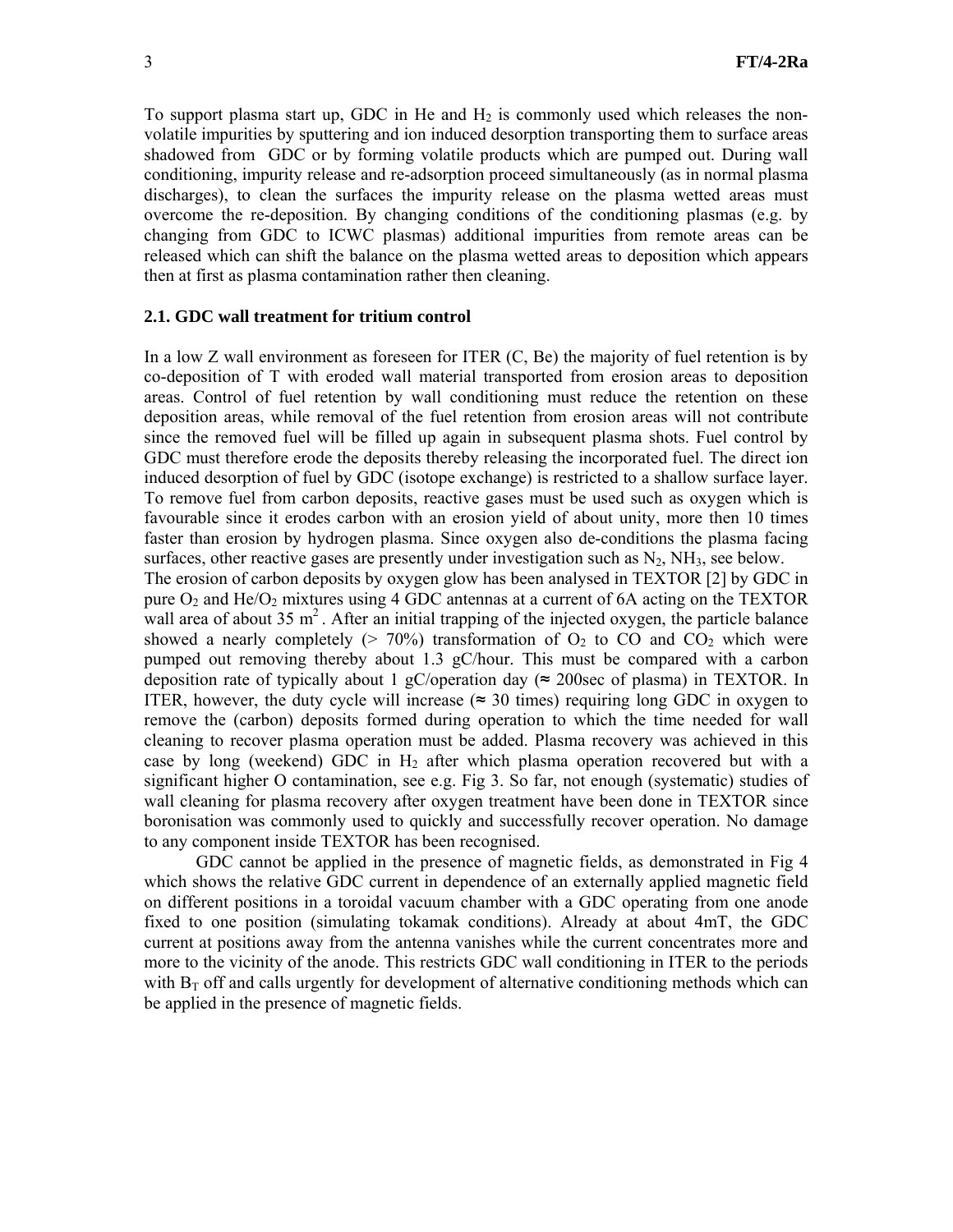To support plasma start up, GDC in He and $H_2$ is commonly used which releases the non-volatile impurities by sputtering and ion induced desorption transporting them to surface areas shadowed from GDC or by forming volatile products which are pumped out. During wall conditioning, impurity release and re-adsorption proceed simultaneously (as in normal plasma discharges), to clean the surfaces the impurity release on the plasma wetted areas must overcome the re-deposition. By changing conditions of the conditioning plasmas (e.g. by changing from GDC to ICWC plasmas) additional impurities from remote areas can be released which can shift the balance on the plasma wetted areas to deposition which appears then at first as plasma contamination rather then cleaning.

### 2.1. GDC wall treatment for tritium control

In a low Z wall environment as foreseen for ITER (C, Be) the majority of fuel retention is by co-deposition of T with eroded wall material transported from erosion areas to deposition areas. Control of fuel retention by wall conditioning must reduce the retention on these deposition areas, while removal of the fuel retention from erosion areas will not contribute since the removed fuel will be filled up again in subsequent plasma shots. Fuel control by GDC must therefore erode the deposits thereby releasing the incorporated fuel. The direct ion induced desorption of fuel by GDC (isotope exchange) is restricted to a shallow surface layer. To remove fuel from carbon deposits, reactive gases must be used such as oxygen which is favourable since it erodes carbon with an erosion yield of about unity, more then 10 times faster than erosion by hydrogen plasma. Since oxygen also de-conditions the plasma facing surfaces, other reactive gases are presently under investigation such as $N_2$, $NH_3$, see below.

The erosion of carbon deposits by oxygen glow has been analysed in TEXTOR [2] by GDC in pure $O_2$ and He/$O_2$ mixtures using 4 GDC antennas at a current of 6A acting on the TEXTOR wall area of about 35 $m^2$. After an initial trapping of the injected oxygen, the particle balance showed a nearly completely (> 70%) transformation of $O_2$ to CO and $CO_2$ which were pumped out removing thereby about 1.3 gC/hour. This must be compared with a carbon deposition rate of typically about 1 gC/operation day (≈ 200sec of plasma) in TEXTOR. In ITER, however, the duty cycle will increase (≈ 30 times) requiring long GDC in oxygen to remove the (carbon) deposits formed during operation to which the time needed for wall cleaning to recover plasma operation must be added. Plasma recovery was achieved in this case by long (weekend) GDC in $H_2$ after which plasma operation recovered but with a significant higher O contamination, see e.g. Fig 3. So far, not enough (systematic) studies of wall cleaning for plasma recovery after oxygen treatment have been done in TEXTOR since boronisation was commonly used to quickly and successfully recover operation. No damage to any component inside TEXTOR has been recognised.

GDC cannot be applied in the presence of magnetic fields, as demonstrated in Fig 4 which shows the relative GDC current in dependence of an externally applied magnetic field on different positions in a toroidal vacuum chamber with a GDC operating from one anode fixed to one position (simulating tokamak conditions). Already at about 4mT, the GDC current at positions away from the antenna vanishes while the current concentrates more and more to the vicinity of the anode. This restricts GDC wall conditioning in ITER to the periods with $B_T$ off and calls urgently for development of alternative conditioning methods which can be applied in the presence of magnetic fields.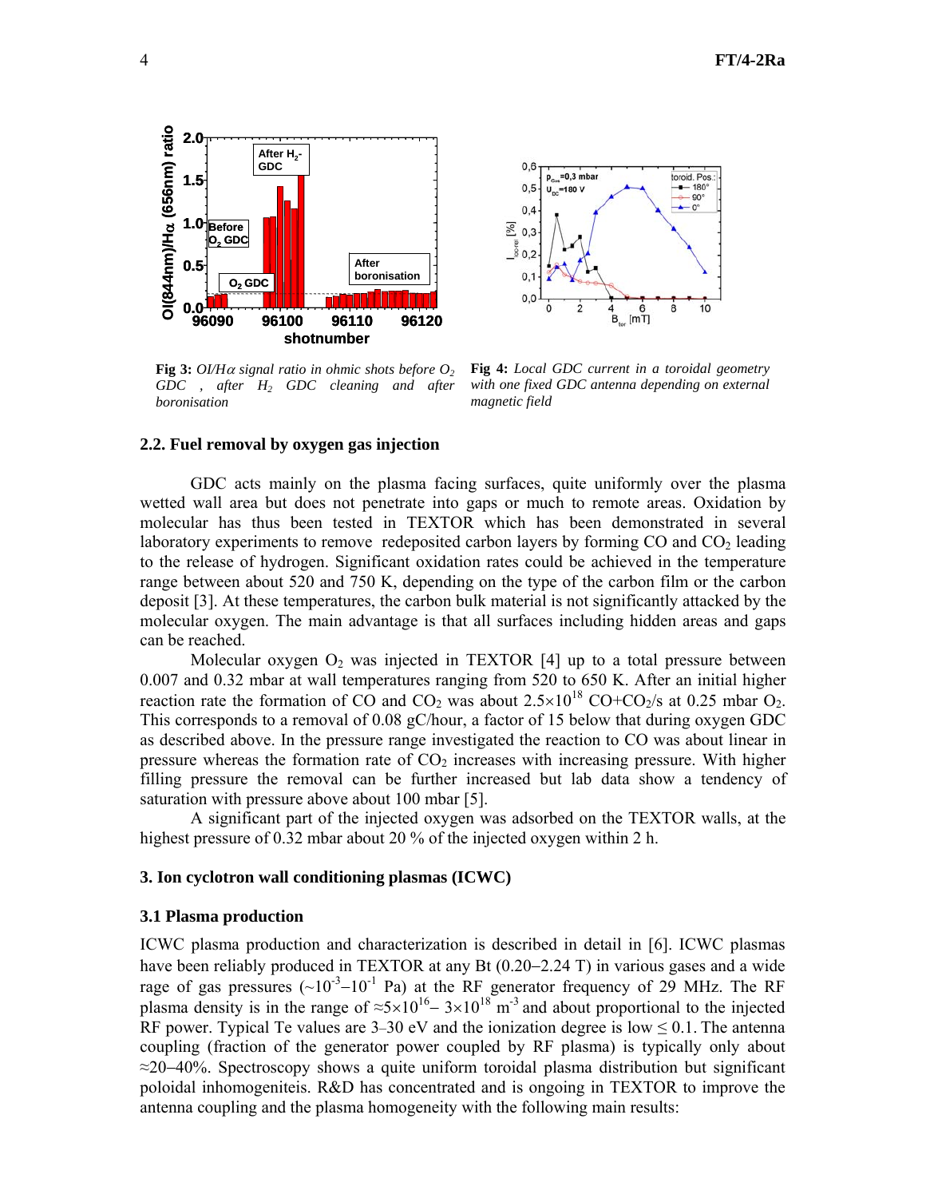**Fig 3:** *OI/Hα signal ratio in ohmic shots before $O_2$ GDC , after $H_2$ GDC cleaning and after boronisation*

**Fig 4:** *Local GDC current in a toroidal geometry with one fixed GDC antenna depending on external magnetic field*

### 2.2. Fuel removal by oxygen gas injection

GDC acts mainly on the plasma facing surfaces, quite uniformly over the plasma wetted wall area but does not penetrate into gaps or much to remote areas. Oxidation by molecular has thus been tested in TEXTOR which has been demonstrated in several laboratory experiments to remove redeposited carbon layers by forming CO and $CO_2$ leading to the release of hydrogen. Significant oxidation rates could be achieved in the temperature range between about 520 and 750 K, depending on the type of the carbon film or the carbon deposit [3]. At these temperatures, the carbon bulk material is not significantly attacked by the molecular oxygen. The main advantage is that all surfaces including hidden areas and gaps can be reached.

Molecular oxygen $O_2$ was injected in TEXTOR [4] up to a total pressure between 0.007 and 0.32 mbar at wall temperatures ranging from 520 to 650 K. After an initial higher reaction rate the formation of CO and $CO_2$ was about $2.5\times10^{18}$ CO+$CO_2$/s at 0.25 mbar $O_2$. This corresponds to a removal of 0.08 gC/hour, a factor of 15 below that during oxygen GDC as described above. In the pressure range investigated the reaction to CO was about linear in pressure whereas the formation rate of $CO_2$ increases with increasing pressure. With higher filling pressure the removal can be further increased but lab data show a tendency of saturation with pressure above about 100 mbar [5].

A significant part of the injected oxygen was adsorbed on the TEXTOR walls, at the highest pressure of 0.32 mbar about 20 % of the injected oxygen within 2 h.

### 3. Ion cyclotron wall conditioning plasmas (ICWC)

### 3.1 Plasma production

ICWC plasma production and characterization is described in detail in [6]. ICWC plasmas have been reliably produced in TEXTOR at any Bt (0.20–2.24 T) in various gases and a wide rage of gas pressures ($\sim10^{-3}$–$10^{-1}$ Pa) at the RF generator frequency of 29 MHz. The RF plasma density is in the range of $\approx5\times10^{16}$– $3\times10^{18}$ $m^{-3}$ and about proportional to the injected RF power. Typical Te values are 3–30 eV and the ionization degree is low $\leq 0.1$. The antenna coupling (fraction of the generator power coupled by RF plasma) is typically only about $\approx$20–40%. Spectroscopy shows a quite uniform toroidal plasma distribution but significant poloidal inhomogeniteis. R&D has concentrated and is ongoing in TEXTOR to improve the antenna coupling and the plasma homogeneity with the following main results: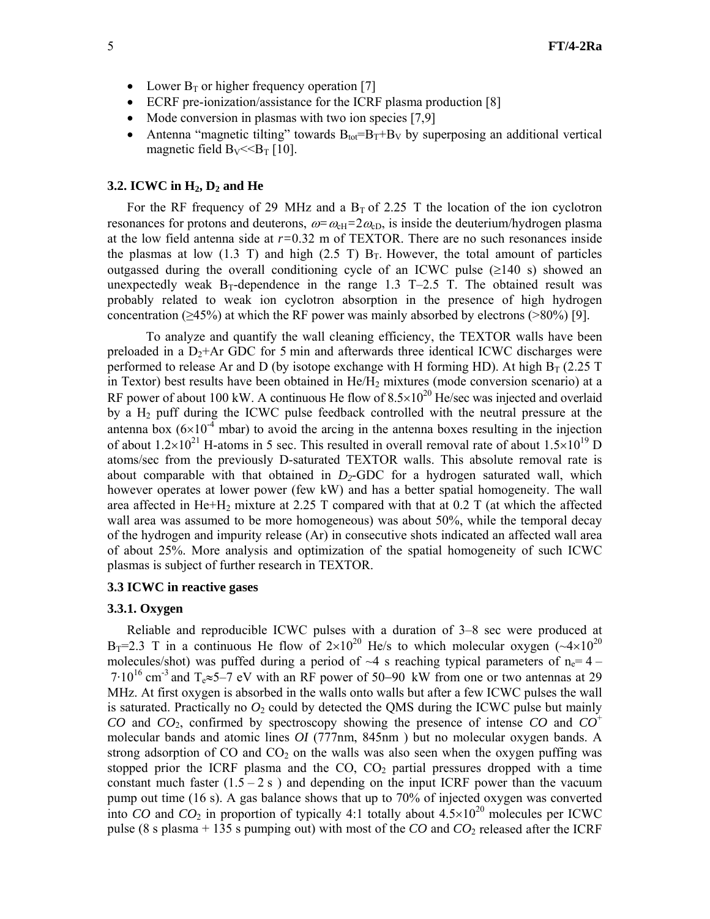- Lower $B_T$ or higher frequency operation [7]
- ECRF pre-ionization/assistance for the ICRF plasma production [8]
- Mode conversion in plasmas with two ion species [7,9]
- Antenna "magnetic tilting" towards $B_{tot}=B_T+B_V$ by superposing an additional vertical magnetic field $B_V<<B_T$ [10].

### 3.2. ICWC in $H_2$, $D_2$ and He

For the RF frequency of 29 MHz and a $B_T$ of 2.25 T the location of the ion cyclotron resonances for protons and deuterons, $\omega=\omega_{cH}=2\omega_{cD}$, is inside the deuterium/hydrogen plasma at the low field antenna side at $r$=0.32 m of TEXTOR. There are no such resonances inside the plasmas at low (1.3 T) and high (2.5 T) $B_T$. However, the total amount of particles outgassed during the overall conditioning cycle of an ICWC pulse (≥140 s) showed an unexpectedly weak $B_T$-dependence in the range 1.3 T–2.5 T. The obtained result was probably related to weak ion cyclotron absorption in the presence of high hydrogen concentration (≥45%) at which the RF power was mainly absorbed by electrons (>80%) [9].

To analyze and quantify the wall cleaning efficiency, the TEXTOR walls have been preloaded in a $D_2$+Ar GDC for 5 min and afterwards three identical ICWC discharges were performed to release Ar and D (by isotope exchange with H forming HD). At high $B_T$ (2.25 T in Textor) best results have been obtained in He/$H_2$ mixtures (mode conversion scenario) at a RF power of about 100 kW. A continuous He flow of $8.5\times10^{20}$ He/sec was injected and overlaid by a $H_2$ puff during the ICWC pulse feedback controlled with the neutral pressure at the antenna box ($6\times10^{-4}$ mbar) to avoid the arcing in the antenna boxes resulting in the injection of about $1.2\times10^{21}$ H-atoms in 5 sec. This resulted in overall removal rate of about $1.5\times10^{19}$ D atoms/sec from the previously D-saturated TEXTOR walls. This absolute removal rate is about comparable with that obtained in *$D_2$*-GDC for a hydrogen saturated wall, which however operates at lower power (few kW) and has a better spatial homogeneity. The wall area affected in He+$H_2$ mixture at 2.25 T compared with that at 0.2 T (at which the affected wall area was assumed to be more homogeneous) was about 50%, while the temporal decay of the hydrogen and impurity release (Ar) in consecutive shots indicated an affected wall area of about 25%. More analysis and optimization of the spatial homogeneity of such ICWC plasmas is subject of further research in TEXTOR.

### 3.3 ICWC in reactive gases

#### 3.3.1. Oxygen

Reliable and reproducible ICWC pulses with a duration of 3–8 sec were produced at $B_T$=2.3 T in a continuous He flow of $2\times10^{20}$ He/s to which molecular oxygen (~$4\times10^{20}$ molecules/shot) was puffed during a period of ~4 s reaching typical parameters of $n_e$= 4 – $7\cdot10^{16}$ cm$^{-3}$ and $T_e\approx$5–7 eV with an RF power of 50–90 kW from one or two antennas at 29 MHz. At first oxygen is absorbed in the walls onto walls but after a few ICWC pulses the wall is saturated. Practically no *$O_2$* could by detected the QMS during the ICWC pulse but mainly *CO* and *$CO_2$*, confirmed by spectroscopy showing the presence of intense *CO* and *$CO^+$* molecular bands and atomic lines *OI* (777nm, 845nm ) but no molecular oxygen bands. A strong adsorption of CO and $CO_2$ on the walls was also seen when the oxygen puffing was stopped prior the ICRF plasma and the CO, $CO_2$ partial pressures dropped with a time constant much faster (1.5 – 2 s ) and depending on the input ICRF power than the vacuum pump out time (16 s). A gas balance shows that up to 70% of injected oxygen was converted into *CO* and *$CO_2$* in proportion of typically 4:1 totally about $4.5\times10^{20}$ molecules per ICWC pulse (8 s plasma + 135 s pumping out) with most of the *CO* and *$CO_2$* released after the ICRF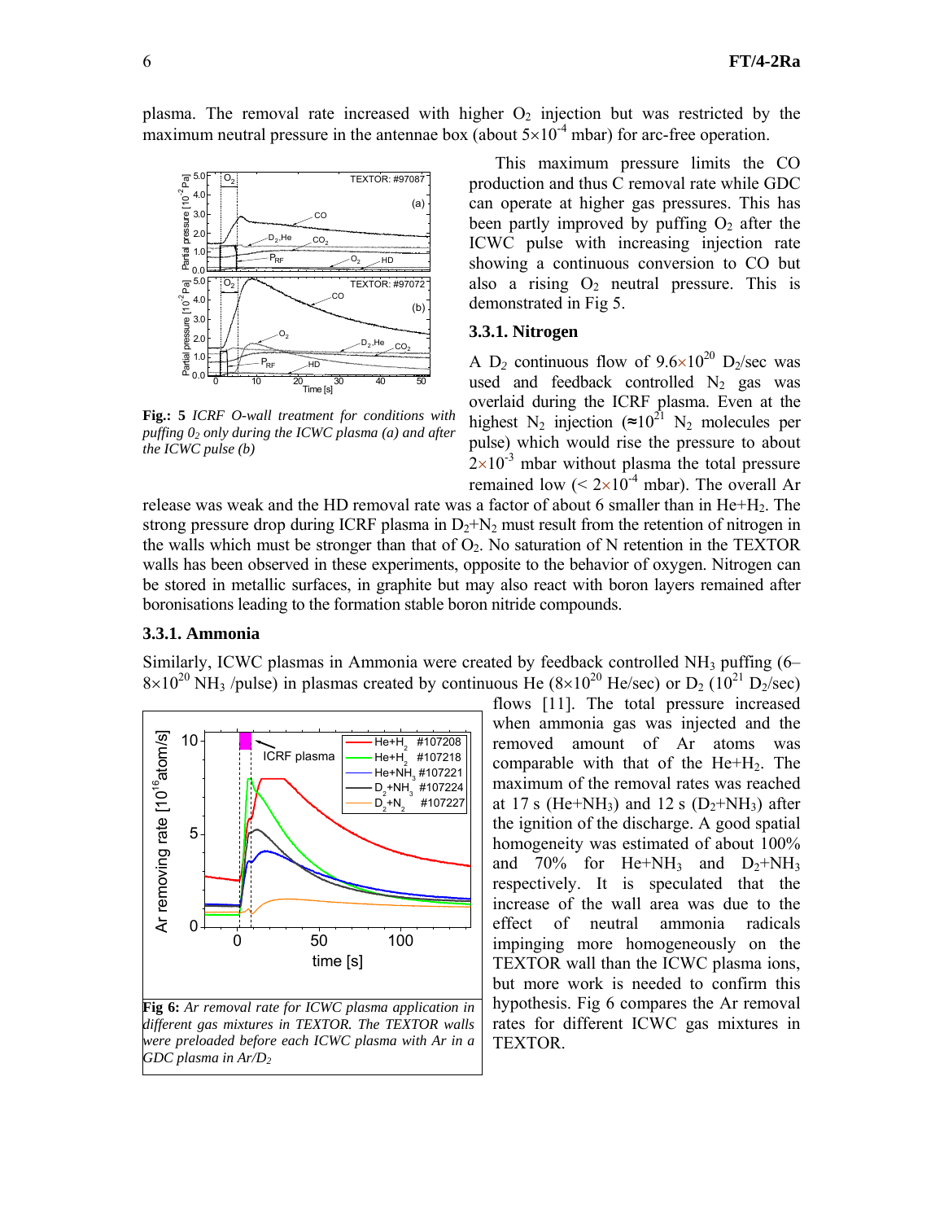plasma. The removal rate increased with higher $O_2$ injection but was restricted by the maximum neutral pressure in the antennae box (about $5\times10^{-4}$ mbar) for arc-free operation.

This maximum pressure limits the CO production and thus C removal rate while GDC can operate at higher gas pressures. This has been partly improved by puffing $O_2$ after the ICWC pulse with increasing injection rate showing a continuous conversion to CO but also a rising $O_2$ neutral pressure. This is demonstrated in Fig 5.

**Fig.: 5** *ICRF O-wall treatment for conditions with puffing $0_2$ only during the ICWC plasma (a) and after the ICWC pulse (b)*

### 3.3.1. Nitrogen

A $D_2$ continuous flow of $9.6\times10^{20}$ $D_2$/sec was used and feedback controlled $N_2$ gas was overlaid during the ICRF plasma. Even at the highest $N_2$ injection ($\approx10^{21}$ $N_2$ molecules per pulse) which would rise the pressure to about $2\times10^{-3}$ mbar without plasma the total pressure remained low ($< 2\times10^{-4}$ mbar). The overall Ar release was weak and the HD removal rate was a factor of about 6 smaller than in He+$H_2$. The strong pressure drop during ICRF plasma in $D_2$+$N_2$ must result from the retention of nitrogen in the walls which must be stronger than that of $O_2$. No saturation of N retention in the TEXTOR walls has been observed in these experiments, opposite to the behavior of oxygen. Nitrogen can be stored in metallic surfaces, in graphite but may also react with boron layers remained after boronisations leading to the formation stable boron nitride compounds.

### 3.3.1. Ammonia

Similarly, ICWC plasmas in Ammonia were created by feedback controlled $NH_3$ puffing (6–$8\times10^{20}$ $NH_3$ /pulse) in plasmas created by continuous He ($8\times10^{20}$ He/sec) or $D_2$ ($10^{21}$ $D_2$/sec) flows [11]. The total pressure increased when ammonia gas was injected and the removed amount of Ar atoms was comparable with that of the He+$H_2$. The maximum of the removal rates was reached at 17 s (He+$NH_3$) and 12 s ($D_2$+$NH_3$) after the ignition of the discharge. A good spatial homogeneity was estimated of about 100% and 70% for He+$NH_3$ and $D_2$+$NH_3$ respectively. It is speculated that the increase of the wall area was due to the effect of neutral ammonia radicals impinging more homogeneously on the TEXTOR wall than the ICWC plasma ions, but more work is needed to confirm this hypothesis. Fig 6 compares the Ar removal rates for different ICWC gas mixtures in TEXTOR.

**Fig 6:** *Ar removal rate for ICWC plasma application in different gas mixtures in TEXTOR. The TEXTOR walls were preloaded before each ICWC plasma with Ar in a GDC plasma in Ar/$D_2$*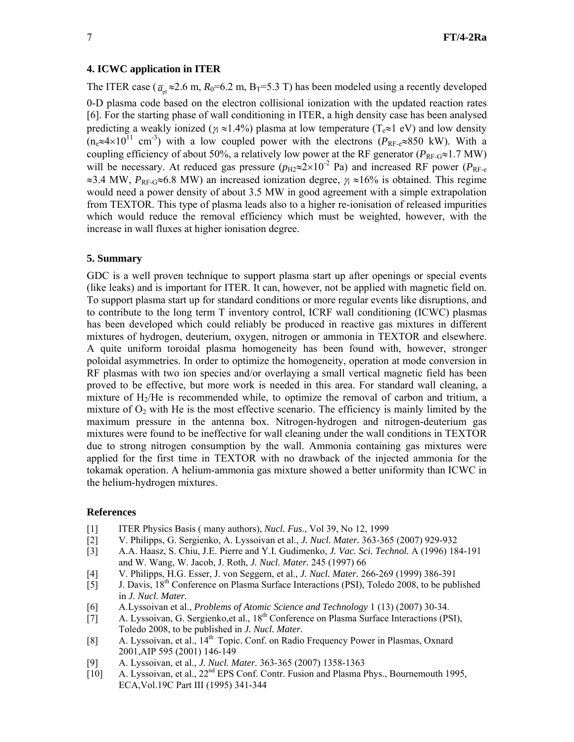## 4. ICWC application in ITER

The ITER case ($\bar{a}_{pl} \approx 2.6$ m, $R_0 = 6.2$ m, $B_T = 5.3$ T) has been modeled using a recently developed 0-D plasma code based on the electron collisional ionization with the updated reaction rates [6]. For the starting phase of wall conditioning in ITER, a high density case has been analysed predicting a weakly ionized ($\gamma_i \approx 1.4\%$) plasma at low temperature ($T_e \approx 1$ eV) and low density ($n_e \approx 4 \times 10^{11}$ cm$^{-3}$) with a low coupled power with the electrons ($P_{RF\text{-}e} \approx 850$ kW). With a coupling efficiency of about 50%, a relatively low power at the RF generator ($P_{RF\text{-}G} \approx 1.7$ MW) will be necessary. At reduced gas pressure ($p_{H2} \approx 2 \times 10^{-2}$ Pa) and increased RF power ($P_{RF\text{-}e} \approx 3.4$ MW, $P_{RF\text{-}G} \approx 6.8$ MW) an increased ionization degree, $\gamma_i \approx 16\%$ is obtained. This regime would need a power density of about 3.5 MW in good agreement with a simple extrapolation from TEXTOR. This type of plasma leads also to a higher re-ionisation of released impurities which would reduce the removal efficiency which must be weighted, however, with the increase in wall fluxes at higher ionisation degree.

## 5. Summary

GDC is a well proven technique to support plasma start up after openings or special events (like leaks) and is important for ITER. It can, however, not be applied with magnetic field on. To support plasma start up for standard conditions or more regular events like disruptions, and to contribute to the long term T inventory control, ICRF wall conditioning (ICWC) plasmas has been developed which could reliably be produced in reactive gas mixtures in different mixtures of hydrogen, deuterium, oxygen, nitrogen or ammonia in TEXTOR and elsewhere. A quite uniform toroidal plasma homogeneity has been found with, however, stronger poloidal asymmetries. In order to optimize the homogeneity, operation at mode conversion in RF plasmas with two ion species and/or overlaying a small vertical magnetic field has been proved to be effective, but more work is needed in this area. For standard wall cleaning, a mixture of $H_2$/He is recommended while, to optimize the removal of carbon and tritium, a mixture of $O_2$ with He is the most effective scenario. The efficiency is mainly limited by the maximum pressure in the antenna box. Nitrogen-hydrogen and nitrogen-deuterium gas mixtures were found to be ineffective for wall cleaning under the wall conditions in TEXTOR due to strong nitrogen consumption by the wall. Ammonia containing gas mixtures were applied for the first time in TEXTOR with no drawback of the injected ammonia for the tokamak operation. A helium-ammonia gas mixture showed a better uniformity than ICWC in the helium-hydrogen mixtures.

## References

[1] ITER Physics Basis ( many authors), *Nucl. Fus*., Vol 39, No 12, 1999

[2] V. Philipps, G. Sergienko, A. Lyssoivan et al., *J. Nucl. Mater.* 363-365 (2007) 929-932

[3] A.A. Haasz, S. Chiu, J.E. Pierre and Y.I. Gudimenko, *J. Vac. Sci. Technol.* A (1996) 184-191 and W. Wang, W. Jacob, J. Roth, *J. Nucl. Mater.* 245 (1997) 66

[4] V. Philipps, H.G. Esser, J. von Seggern, et al., *J. Nucl. Mater*. 266-269 (1999) 386-391

[5] J. Davis, 18th Conference on Plasma Surface Interactions (PSI), Toledo 2008, to be published in *J. Nucl. Mater.*

[6] A.Lyssoivan et al., *Problems of Atomic Science and Technology* 1 (13) (2007) 30-34.

[7] A. Lyssoivan, G. Sergienko,et al., 18th Conference on Plasma Surface Interactions (PSI), Toledo 2008, to be published in *J. Nucl. Mater.*

[8] A. Lyssoivan, et al., 14th Topic. Conf. on Radio Frequency Power in Plasmas, Oxnard 2001,AIP 595 (2001) 146-149

[9] A. Lyssoivan, et al., *J. Nucl. Mater.* 363-365 (2007) 1358-1363

[10] A. Lyssoivan, et al., 22nd EPS Conf. Contr. Fusion and Plasma Phys., Bournemouth 1995, ECA,Vol.19C Part III (1995) 341-344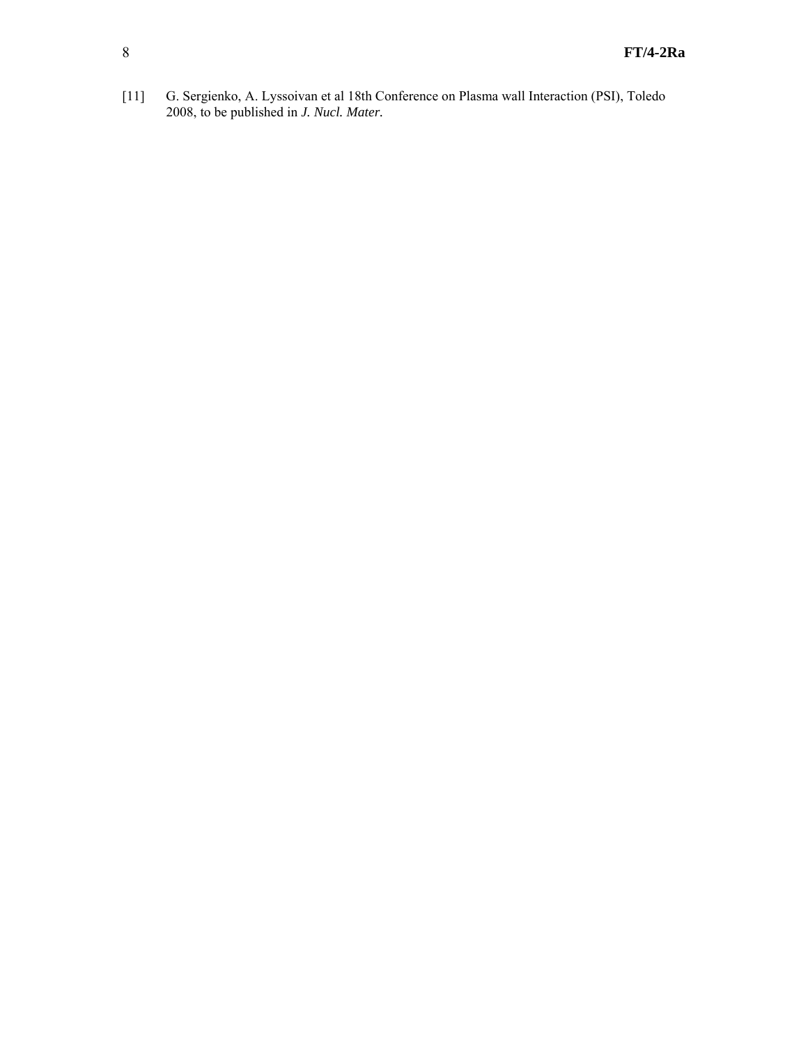[11] G. Sergienko, A. Lyssoivan et al 18th Conference on Plasma wall Interaction (PSI), Toledo 2008, to be published in *J. Nucl. Mater.*